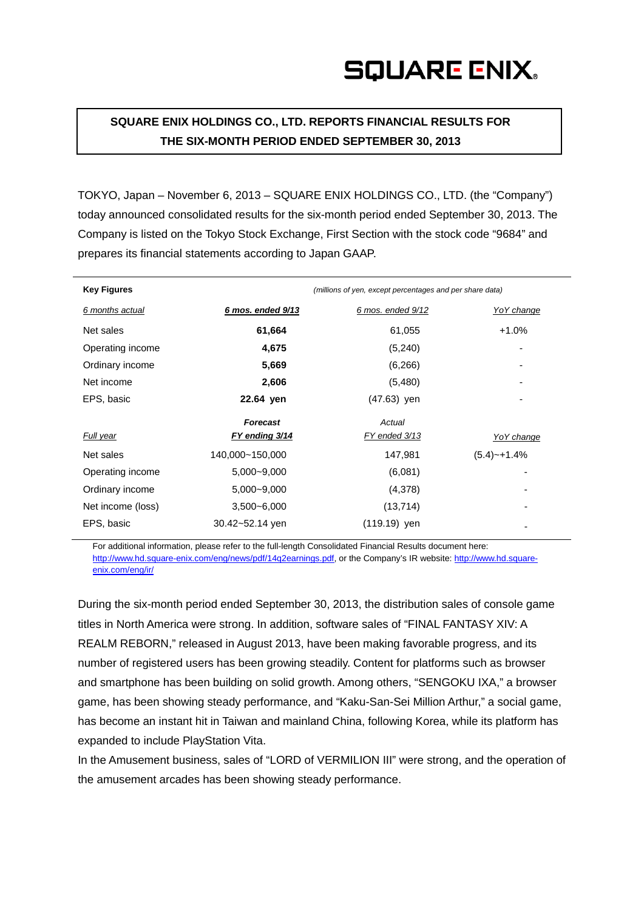SQUARE ENIX

## SQUARE ENIX HOLDINGS CO., LTD. REPORTS FINANCIAL RESULTS FOR THE SIX-MONTH PERIOD ENDED SEPTEMBER 30, 2013

TOKYO, Japan – November 6, 2013 – SQUARE ENIX HOLDINGS CO., LTD. (the "Company") today announced consolidated results for the six-month period ended September 30, 2013. The Company is listed on the Tokyo Stock Exchange, First Section with the stock code "9684" and prepares its financial statements according to Japan GAAP.

**Key Figures** *(millions of yen, except percentages and per share data)*

| *6 months actual* | ***6 mos. ended 9/13*** | *6 mos. ended 9/12* | *YoY change* |
|---|---|---|---|
| Net sales | **61,664** | 61,055 | +1.0% |
| Operating income | **4,675** | (5,240) | - |
| Ordinary income | **5,669** | (6,266) | - |
| Net income | **2,606** | (5,480) | - |
| EPS, basic | **22.64 yen** | (47.63) yen | - |

| *Full year* | ***Forecast FY ending 3/14*** | *Actual FY ended 3/13* | *YoY change* |
|---|---|---|---|
| Net sales | 140,000~150,000 | 147,981 | (5.4)~+1.4% |
| Operating income | 5,000~9,000 | (6,081) | - |
| Ordinary income | 5,000~9,000 | (4,378) | - |
| Net income (loss) | 3,500~6,000 | (13,714) | - |
| EPS, basic | 30.42~52.14 yen | (119.19) yen | - |

For additional information, please refer to the full-length Consolidated Financial Results document here: http://www.hd.square-enix.com/eng/news/pdf/14q2earnings.pdf, or the Company's IR website: http://www.hd.square-enix.com/eng/ir/

During the six-month period ended September 30, 2013, the distribution sales of console game titles in North America were strong. In addition, software sales of "FINAL FANTASY XIV: A REALM REBORN," released in August 2013, have been making favorable progress, and its number of registered users has been growing steadily. Content for platforms such as browser and smartphone has been building on solid growth. Among others, "SENGOKU IXA," a browser game, has been showing steady performance, and "Kaku-San-Sei Million Arthur," a social game, has become an instant hit in Taiwan and mainland China, following Korea, while its platform has expanded to include PlayStation Vita.

In the Amusement business, sales of "LORD of VERMILION III" were strong, and the operation of the amusement arcades has been showing steady performance.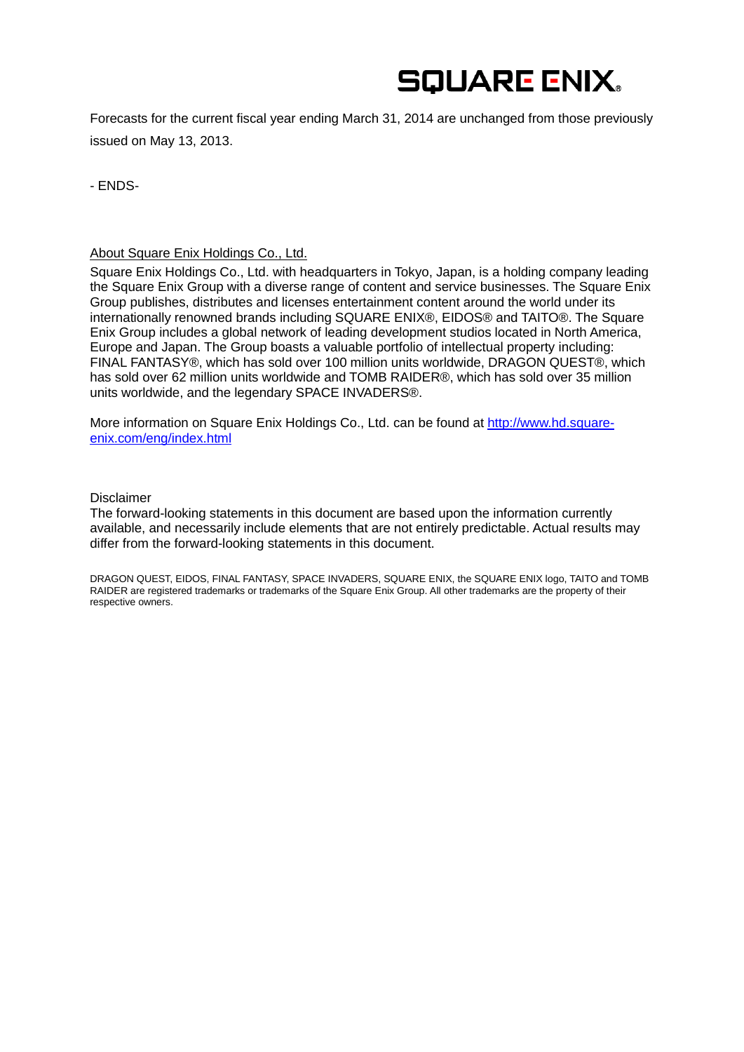Forecasts for the current fiscal year ending March 31, 2014 are unchanged from those previously issued on May 13, 2013.

- ENDS-

About Square Enix Holdings Co., Ltd.

Square Enix Holdings Co., Ltd. with headquarters in Tokyo, Japan, is a holding company leading the Square Enix Group with a diverse range of content and service businesses. The Square Enix Group publishes, distributes and licenses entertainment content around the world under its internationally renowned brands including SQUARE ENIX®, EIDOS® and TAITO®. The Square Enix Group includes a global network of leading development studios located in North America, Europe and Japan. The Group boasts a valuable portfolio of intellectual property including: FINAL FANTASY®, which has sold over 100 million units worldwide, DRAGON QUEST®, which has sold over 62 million units worldwide and TOMB RAIDER®, which has sold over 35 million units worldwide, and the legendary SPACE INVADERS®.

More information on Square Enix Holdings Co., Ltd. can be found at http://www.hd.square-enix.com/eng/index.html

Disclaimer

The forward-looking statements in this document are based upon the information currently available, and necessarily include elements that are not entirely predictable. Actual results may differ from the forward-looking statements in this document.

DRAGON QUEST, EIDOS, FINAL FANTASY, SPACE INVADERS, SQUARE ENIX, the SQUARE ENIX logo, TAITO and TOMB RAIDER are registered trademarks or trademarks of the Square Enix Group. All other trademarks are the property of their respective owners.